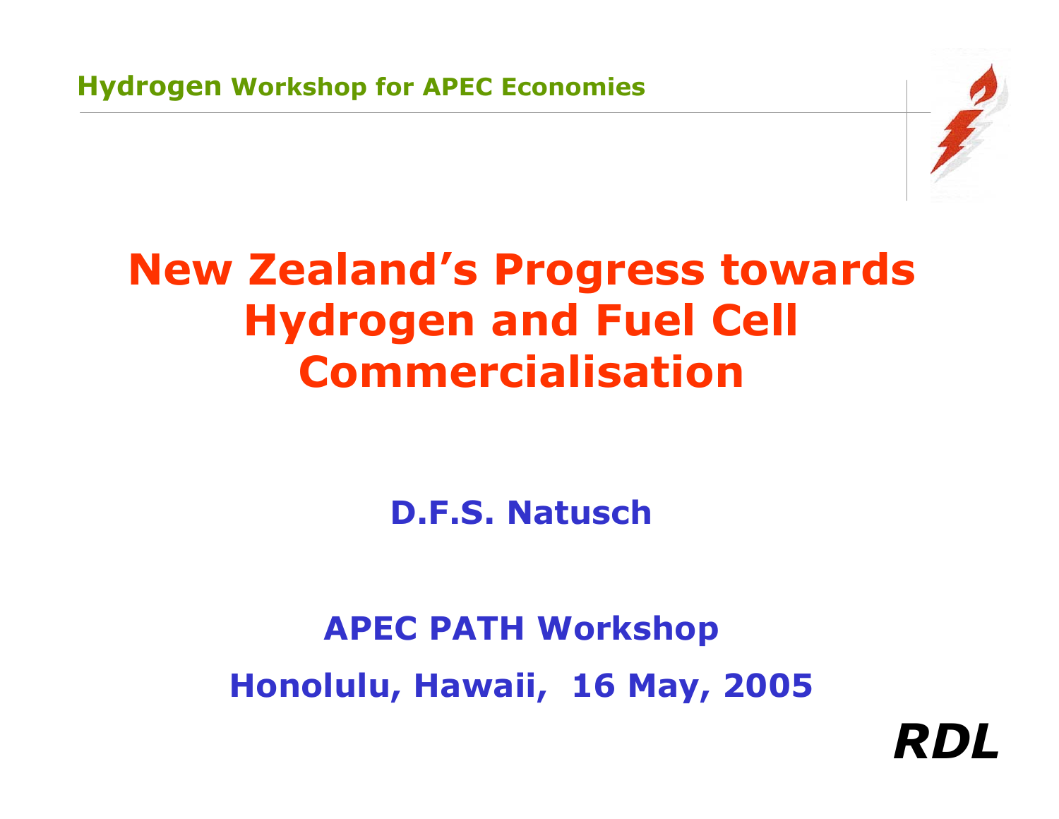Hydrogen Workshop for APEC Economies

# New Zealand's Progress towards Hydrogen and Fuel Cell Commercialisation

**D.F.S. Natusch**

**APEC PATH Workshop**

**Honolulu, Hawaii, 16 May, 2005**

***RDL***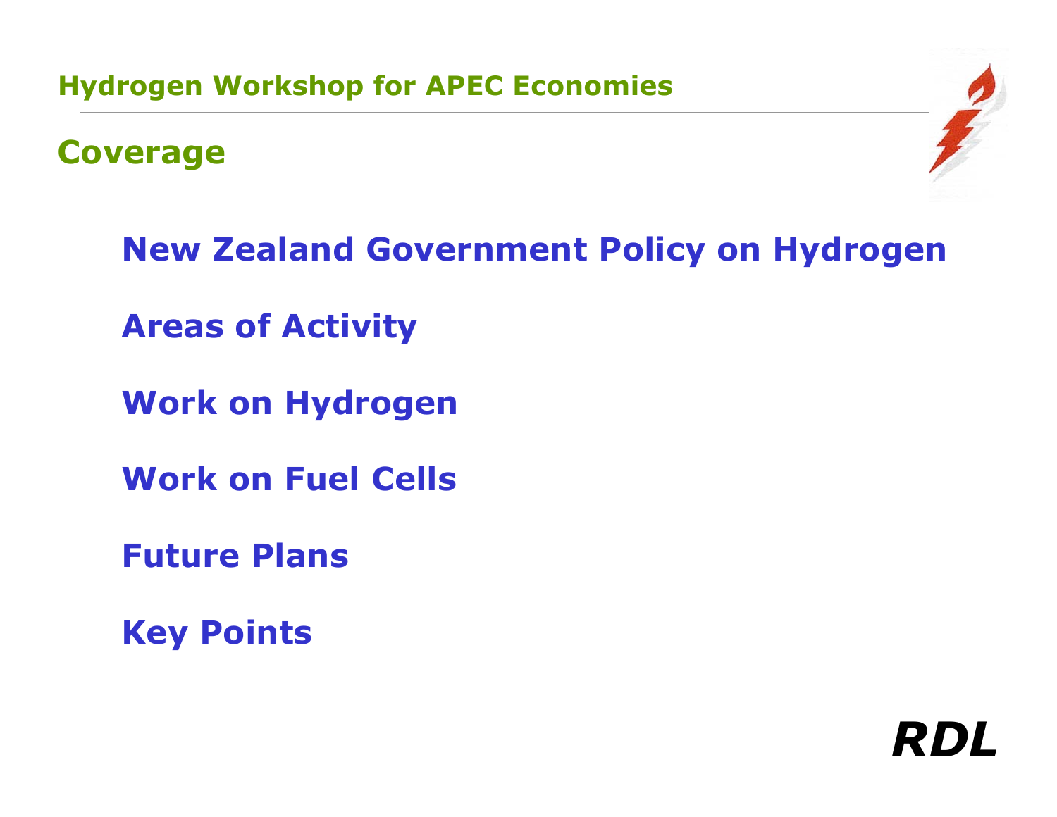## Coverage

- New Zealand Government Policy on Hydrogen
- Areas of Activity
- Work on Hydrogen
- Work on Fuel Cells
- Future Plans
- Key Points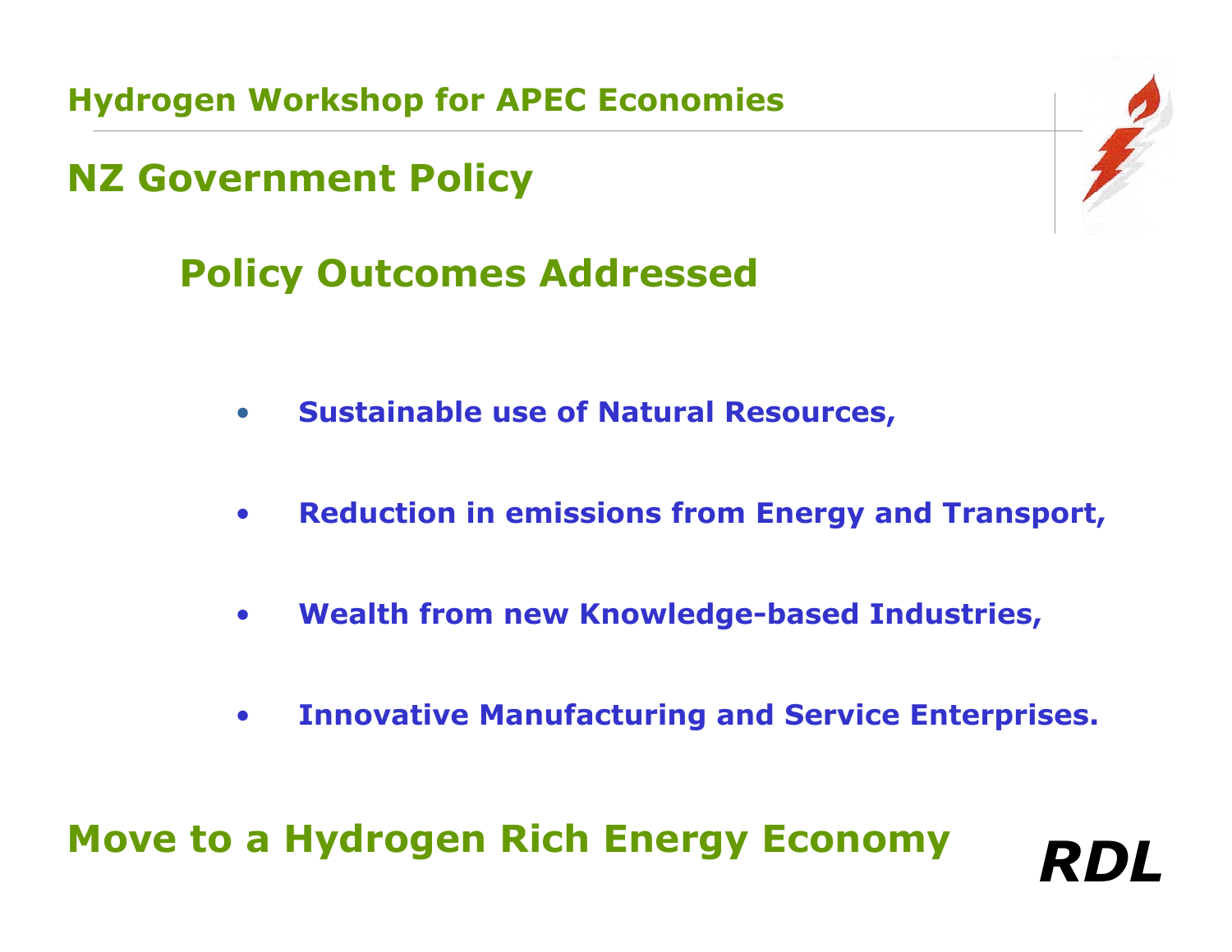## NZ Government Policy

### Policy Outcomes Addressed

- **Sustainable use of Natural Resources,**
- **Reduction in emissions from Energy and Transport,**
- **Wealth from new Knowledge-based Industries,**
- **Innovative Manufacturing and Service Enterprises.**

**Move to a Hydrogen Rich Energy Economy**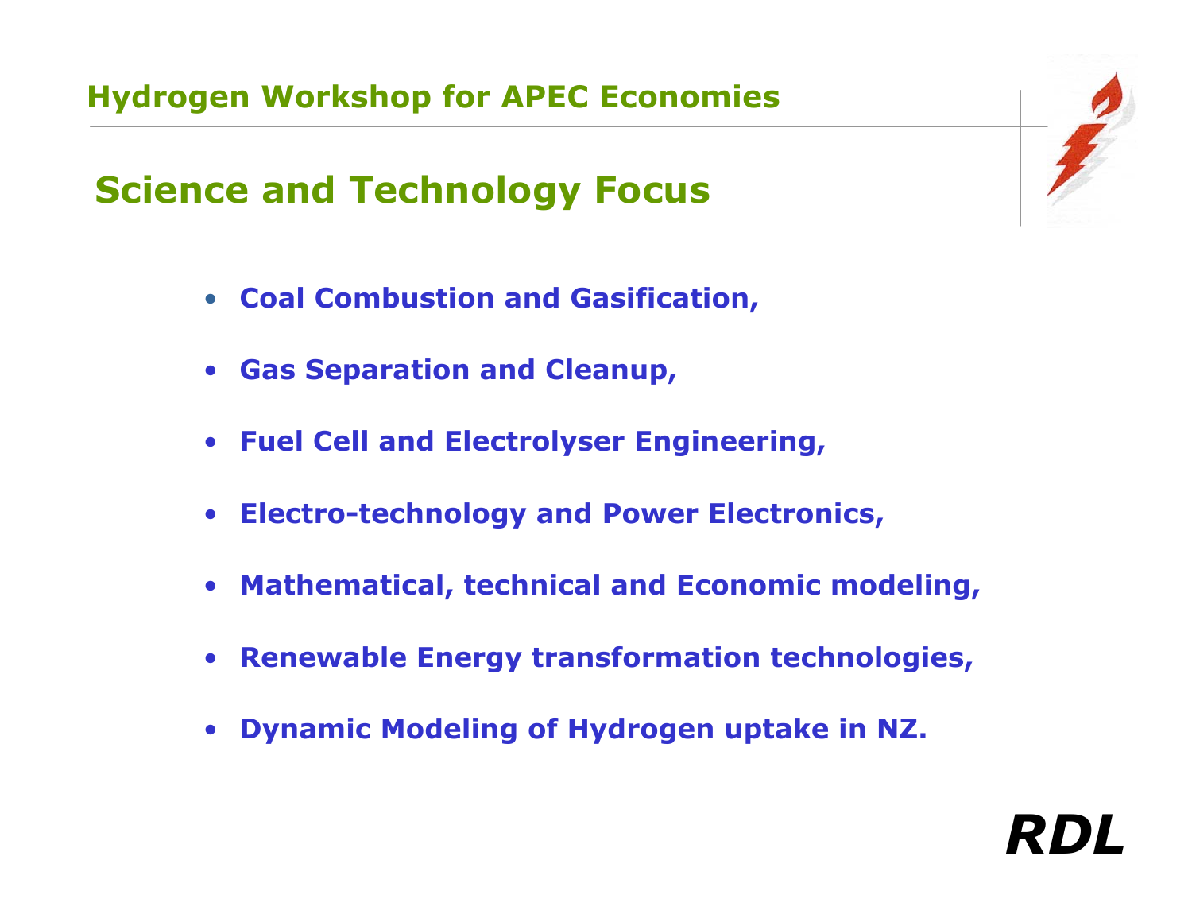## Science and Technology Focus

- **Coal Combustion and Gasification,**
- **Gas Separation and Cleanup,**
- **Fuel Cell and Electrolyser Engineering,**
- **Electro-technology and Power Electronics,**
- **Mathematical, technical and Economic modeling,**
- **Renewable Energy transformation technologies,**
- **Dynamic Modeling of Hydrogen uptake in NZ.**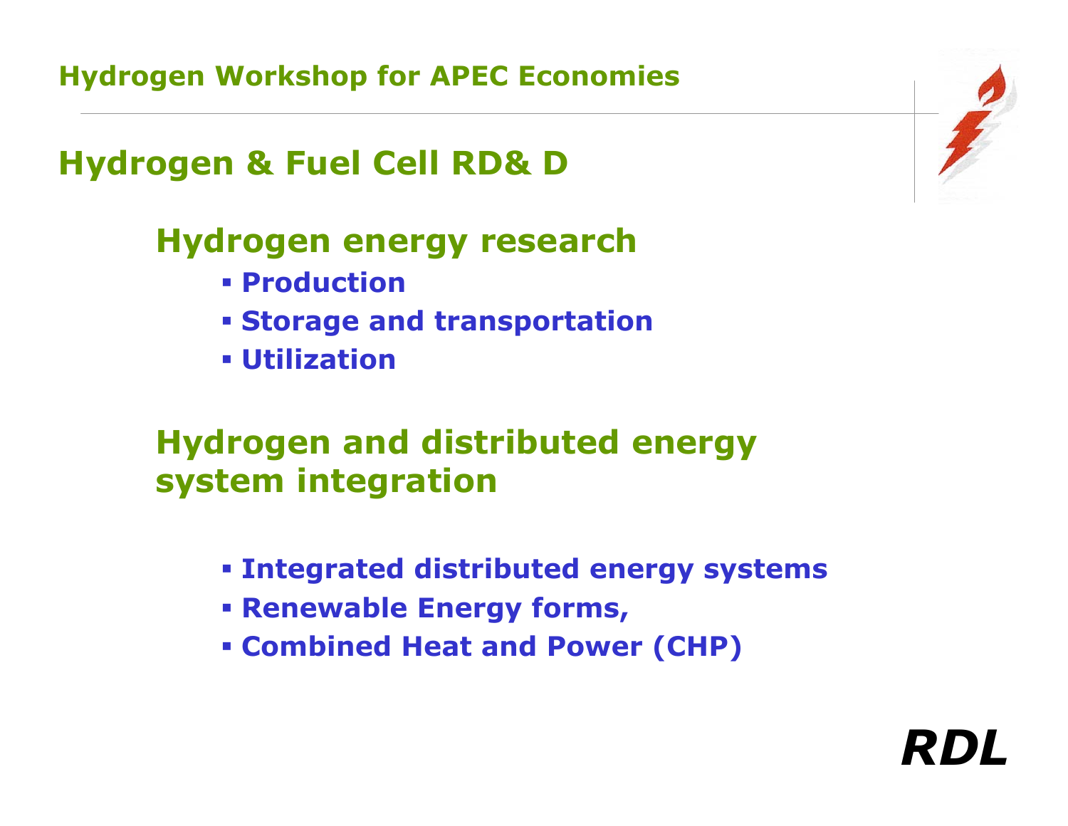## Hydrogen & Fuel Cell RD& D

### Hydrogen energy research

- Production
- Storage and transportation
- Utilization

### Hydrogen and distributed energy system integration

- Integrated distributed energy systems
- Renewable Energy forms,
- Combined Heat and Power (CHP)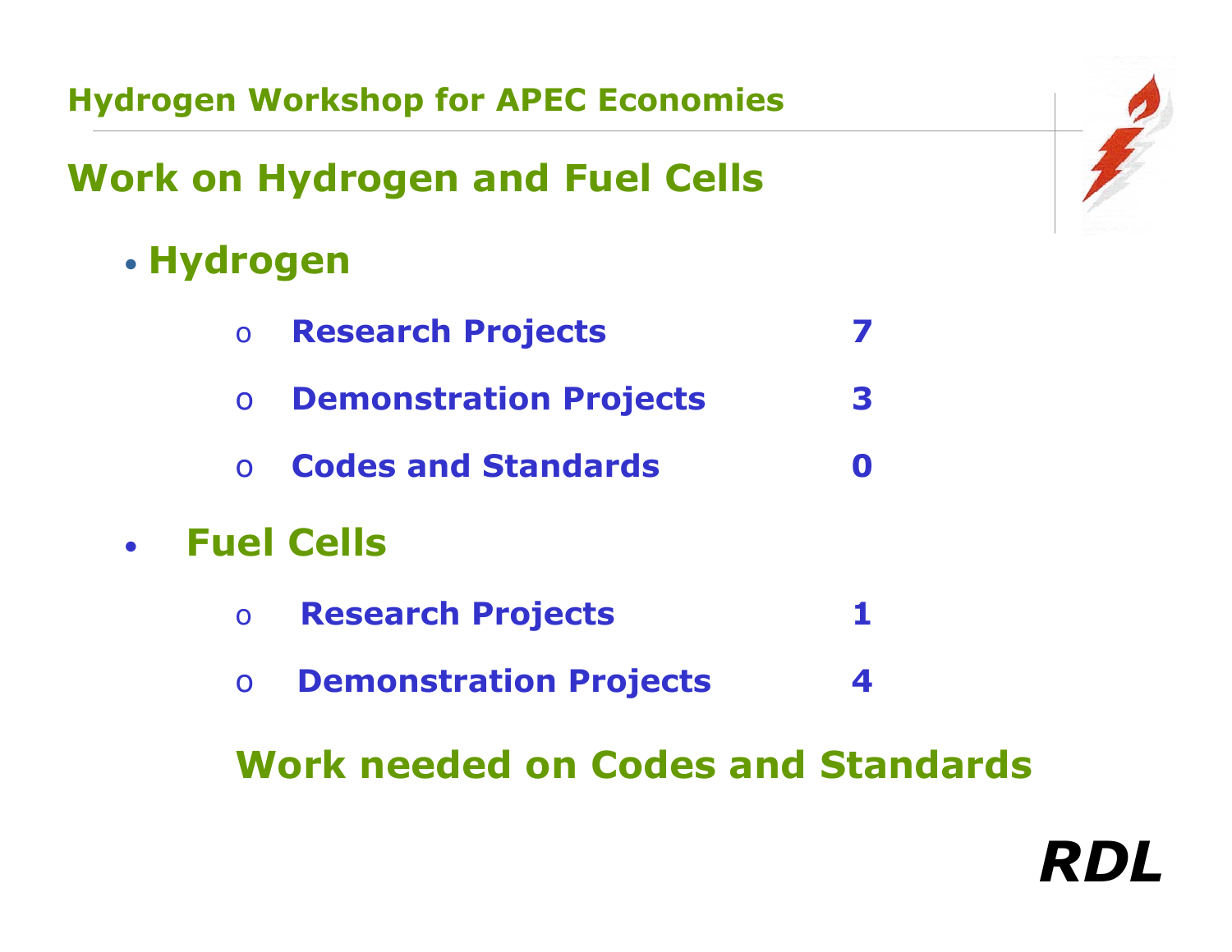## Work on Hydrogen and Fuel Cells

- **Hydrogen**
  - Research Projects 7
  - Demonstration Projects 3
  - Codes and Standards 0
- **Fuel Cells**
  - Research Projects 1
  - Demonstration Projects 4

**Work needed on Codes and Standards**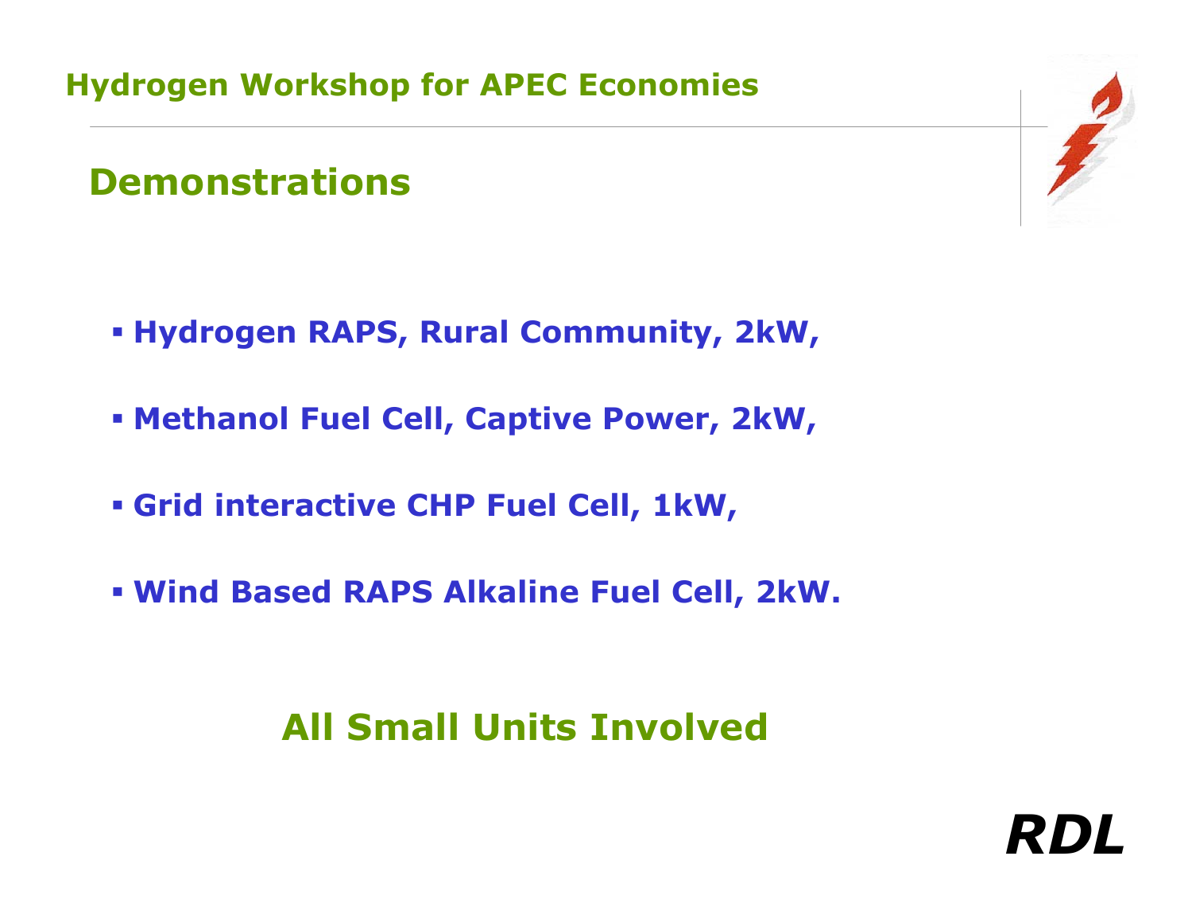## Demonstrations

- **Hydrogen RAPS, Rural Community, 2kW,**
- **Methanol Fuel Cell, Captive Power, 2kW,**
- **Grid interactive CHP Fuel Cell, 1kW,**
- **Wind Based RAPS Alkaline Fuel Cell, 2kW.**

**All Small Units Involved**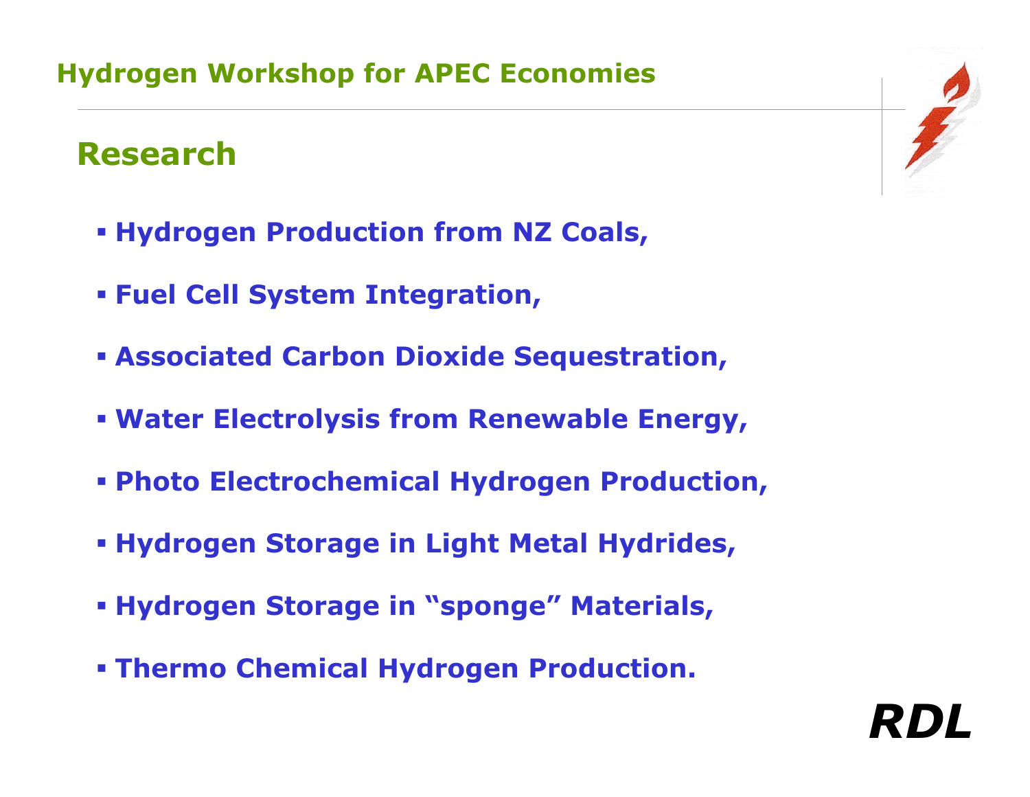## Research

- **Hydrogen Production from NZ Coals,**
- **Fuel Cell System Integration,**
- **Associated Carbon Dioxide Sequestration,**
- **Water Electrolysis from Renewable Energy,**
- **Photo Electrochemical Hydrogen Production,**
- **Hydrogen Storage in Light Metal Hydrides,**
- **Hydrogen Storage in "sponge" Materials,**
- **Thermo Chemical Hydrogen Production.**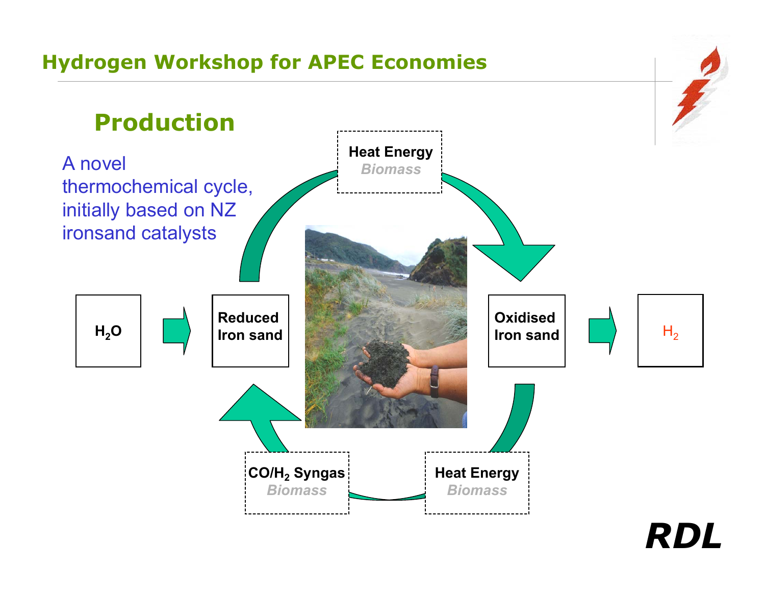## Production

A novel thermochemical cycle, initially based on NZ ironsand catalysts

$H_2O$ → Reduced Iron sand → (Heat Energy / *Biomass*) → Oxidised Iron sand → $H_2$

Oxidised Iron sand → (Heat Energy / *Biomass*) → ($CO/H_2$ Syngas / *Biomass*) → Reduced Iron sand

RDL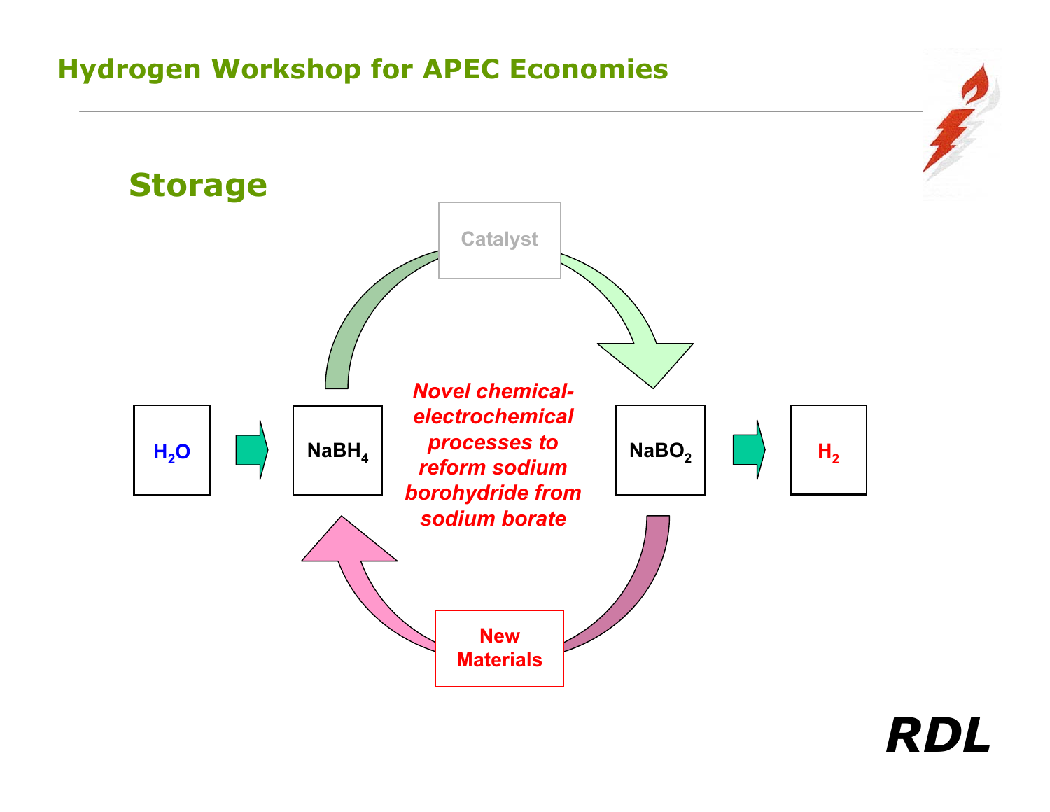## Storage

Catalyst

$H_2O$ → $NaBH_4$ → $NaBO_2$ → $H_2$

*Novel chemical-electrochemical processes to reform sodium borohydride from sodium borate*

New Materials

RDL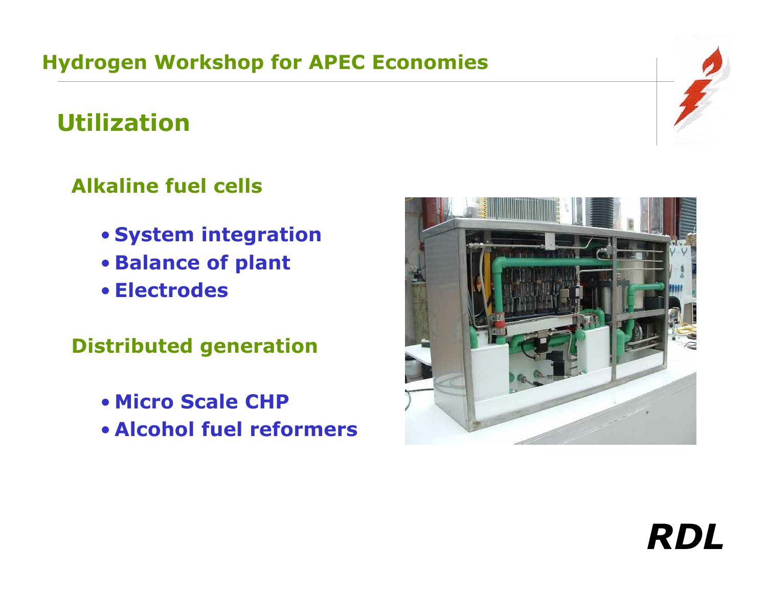## Utilization

### Alkaline fuel cells

- **System integration**
- **Balance of plant**
- **Electrodes**

### Distributed generation

- **Micro Scale CHP**
- **Alcohol fuel reformers**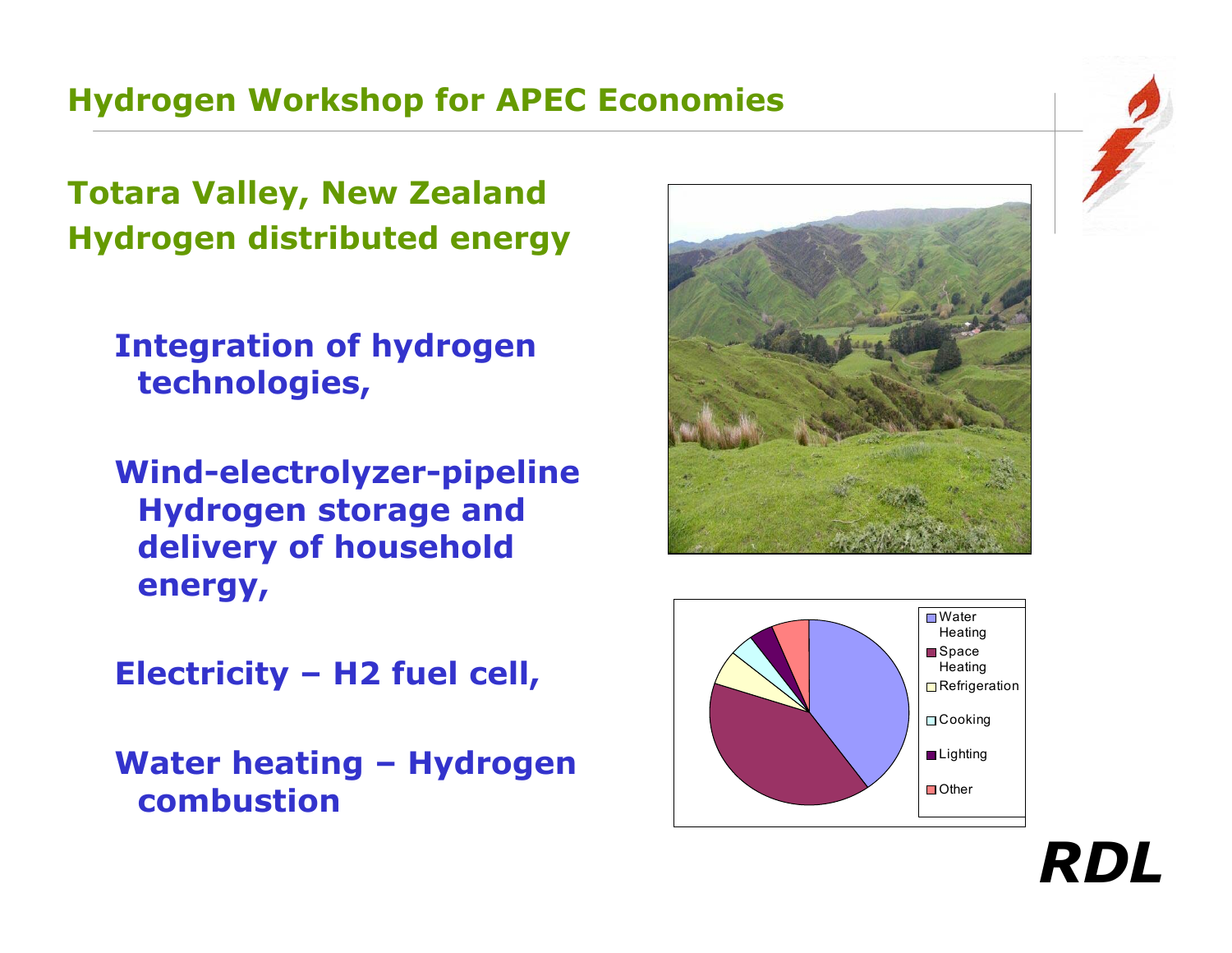## Hydrogen Workshop for APEC Economies

### Totara Valley, New Zealand
### Hydrogen distributed energy

**Integration of hydrogen technologies,**

**Wind-electrolyzer-pipeline Hydrogen storage and delivery of household energy,**

**Electricity – H2 fuel cell,**

**Water heating – Hydrogen combustion**

Water Heating
Space Heating
Refrigeration
Cooking
Lighting
Other

*RDL*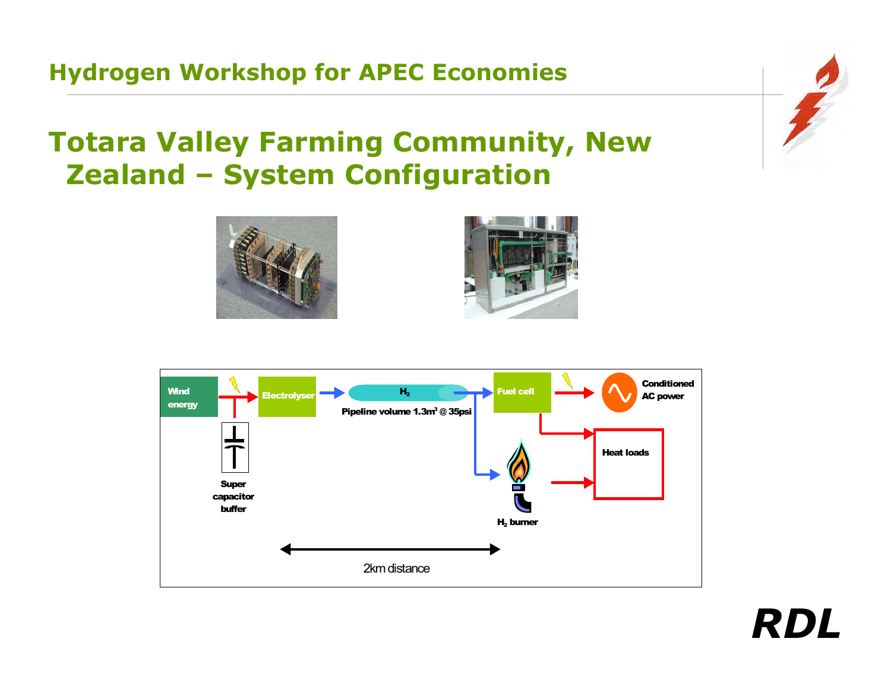## Totara Valley Farming Community, New Zealand – System Configuration

Wind energy → Electrolyser → $H_2$ (Pipeline volume 1.3m$^3$ @ 35psi) → Fuel cell → Conditioned AC power

Super capacitor buffer

Fuel cell → Heat loads

$H_2$ burner → Heat loads

2km distance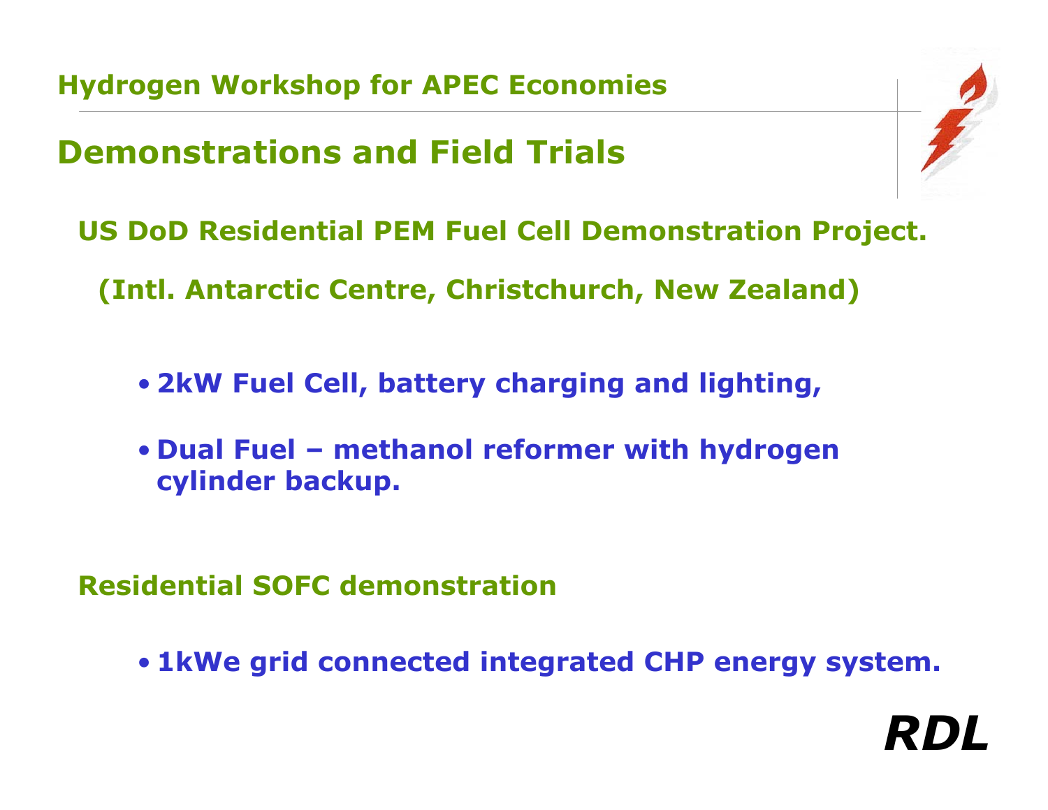## Demonstrations and Field Trials

**US DoD Residential PEM Fuel Cell Demonstration Project.**

**(Intl. Antarctic Centre, Christchurch, New Zealand)**

- **2kW Fuel Cell, battery charging and lighting,**
- **Dual Fuel – methanol reformer with hydrogen cylinder backup.**

**Residential SOFC demonstration**

- **1kWe grid connected integrated CHP energy system.**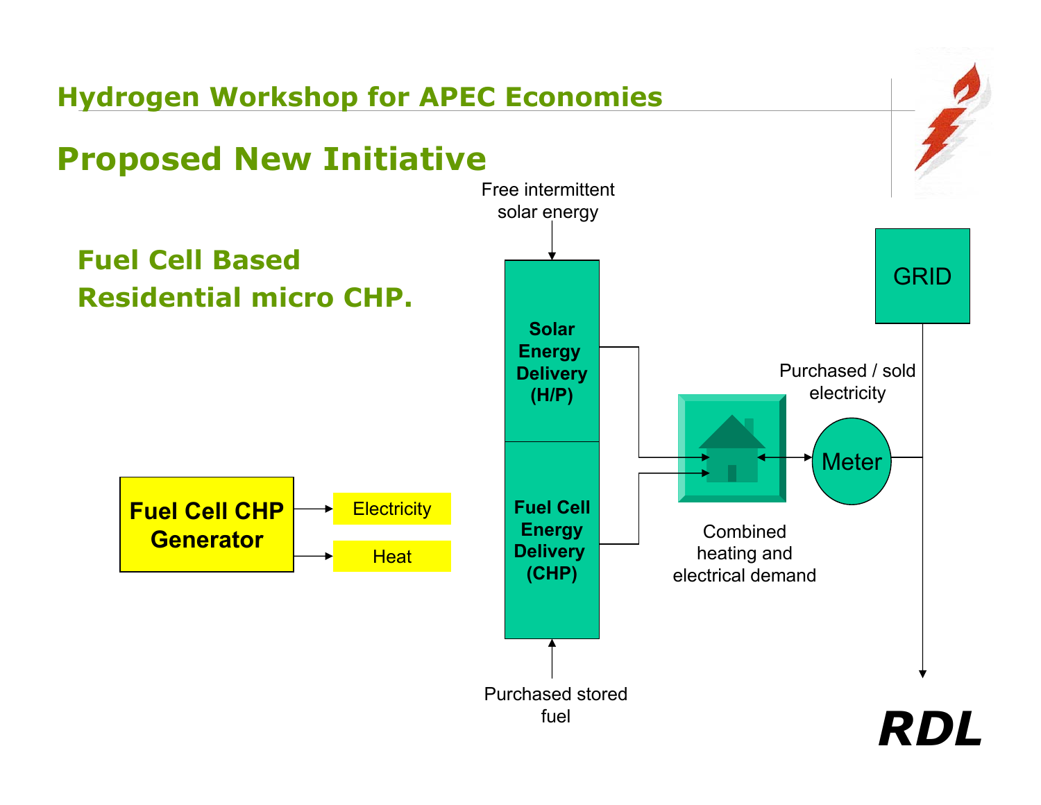## Proposed New Initiative

### Fuel Cell Based Residential micro CHP.

Fuel Cell CHP Generator → Electricity, Heat

Free intermittent solar energy

Solar Energy Delivery (H/P)

Fuel Cell Energy Delivery (CHP)

Purchased stored fuel

Combined heating and electrical demand

Meter

Purchased / sold electricity

GRID

*RDL*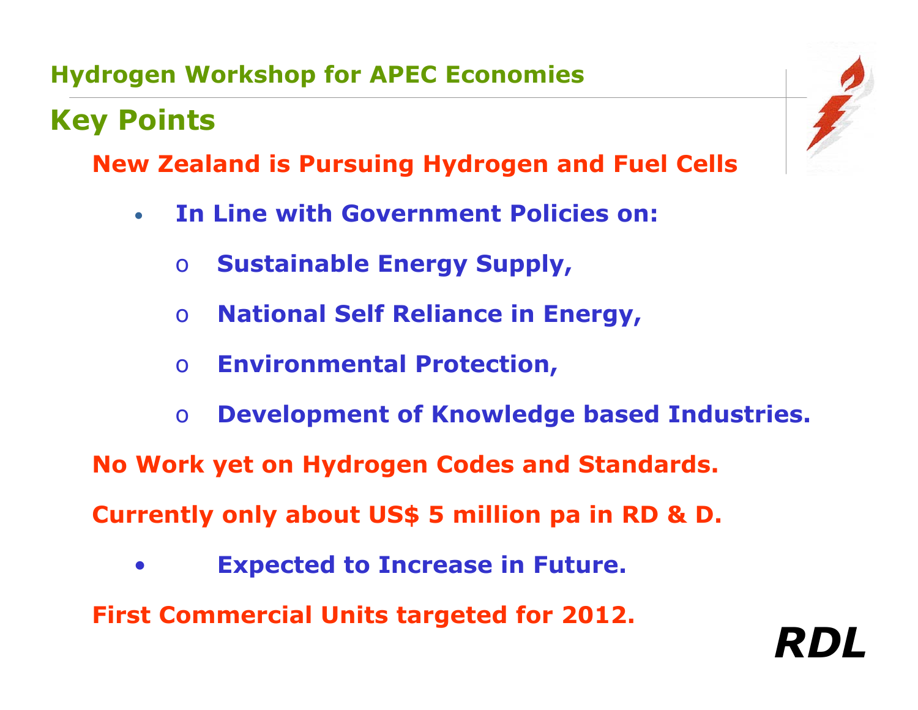Hydrogen Workshop for APEC Economies

## Key Points

**New Zealand is Pursuing Hydrogen and Fuel Cells**

- **In Line with Government Policies on:**
  - **Sustainable Energy Supply,**
  - **National Self Reliance in Energy,**
  - **Environmental Protection,**
  - **Development of Knowledge based Industries.**

**No Work yet on Hydrogen Codes and Standards.**

**Currently only about US$ 5 million pa in RD & D.**

- **Expected to Increase in Future.**

**First Commercial Units targeted for 2012.**

***RDL***